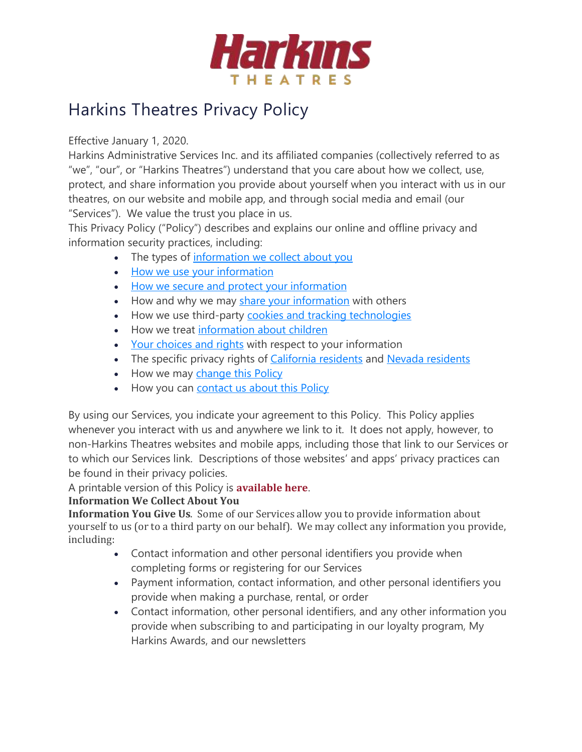# Harkins Theatres Privacy Policy

Effective January 1, 2020.

Harkins Administrative Services Inc. and its affiliated companies (collectively referred to as "we", "our", or "Harkins Theatres") understand that you care about how we collect, use, protect, and share information you provide about yourself when you interact with us in our theatres, on our website and mobile app, and through social media and email (our "Services"). We value the trust you place in us.

This Privacy Policy ("Policy") describes and explains our online and offline privacy and information security practices, including:

- The types of information we collect about you
- How we use your information
- How we secure and protect your information
- How and why we may share your information with others
- How we use third-party cookies and tracking technologies
- How we treat information about children
- Your choices and rights with respect to your information
- The specific privacy rights of California residents and Nevada residents
- How we may change this Policy
- How you can contact us about this Policy

By using our Services, you indicate your agreement to this Policy. This Policy applies whenever you interact with us and anywhere we link to it. It does not apply, however, to non-Harkins Theatres websites and mobile apps, including those that link to our Services or to which our Services link. Descriptions of those websites' and apps' privacy practices can be found in their privacy policies.

A printable version of this Policy is **available here**.

**Information We Collect About You**

**Information You Give Us**. Some of our Services allow you to provide information about yourself to us (or to a third party on our behalf). We may collect any information you provide, including:

- Contact information and other personal identifiers you provide when completing forms or registering for our Services
- Payment information, contact information, and other personal identifiers you provide when making a purchase, rental, or order
- Contact information, other personal identifiers, and any other information you provide when subscribing to and participating in our loyalty program, My Harkins Awards, and our newsletters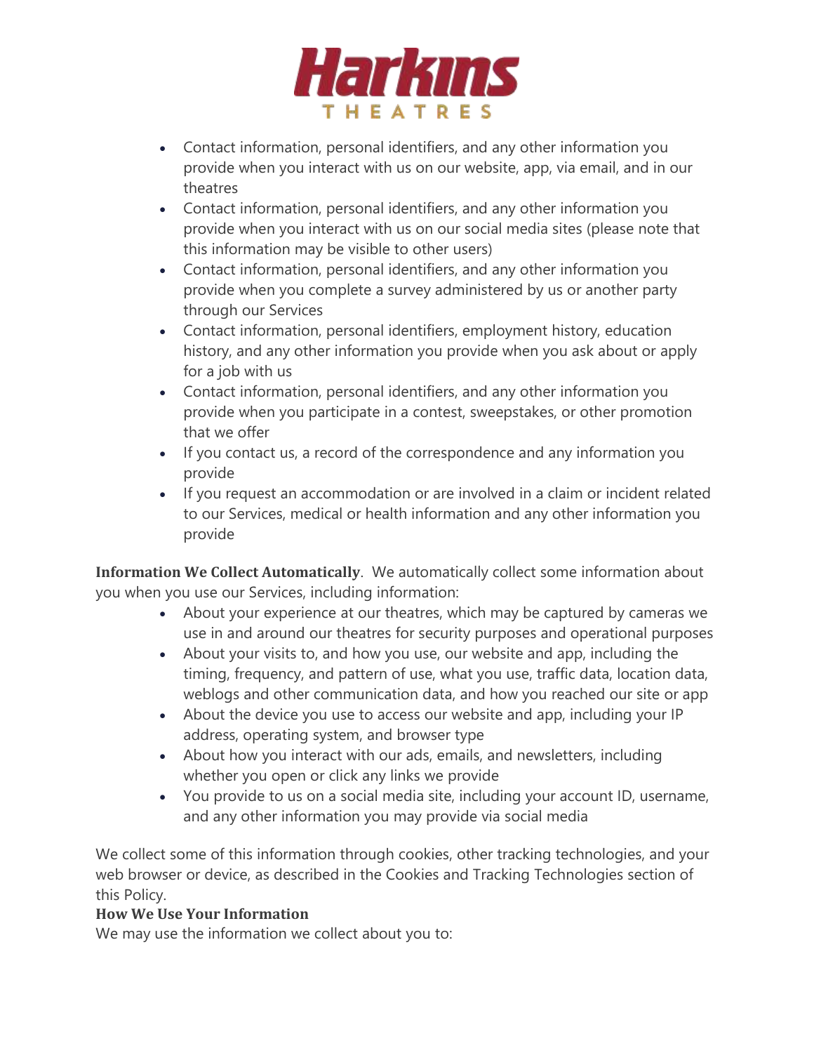- Contact information, personal identifiers, and any other information you provide when you interact with us on our website, app, via email, and in our theatres
- Contact information, personal identifiers, and any other information you provide when you interact with us on our social media sites (please note that this information may be visible to other users)
- Contact information, personal identifiers, and any other information you provide when you complete a survey administered by us or another party through our Services
- Contact information, personal identifiers, employment history, education history, and any other information you provide when you ask about or apply for a job with us
- Contact information, personal identifiers, and any other information you provide when you participate in a contest, sweepstakes, or other promotion that we offer
- If you contact us, a record of the correspondence and any information you provide
- If you request an accommodation or are involved in a claim or incident related to our Services, medical or health information and any other information you provide

**Information We Collect Automatically**. We automatically collect some information about you when you use our Services, including information:

- About your experience at our theatres, which may be captured by cameras we use in and around our theatres for security purposes and operational purposes
- About your visits to, and how you use, our website and app, including the timing, frequency, and pattern of use, what you use, traffic data, location data, weblogs and other communication data, and how you reached our site or app
- About the device you use to access our website and app, including your IP address, operating system, and browser type
- About how you interact with our ads, emails, and newsletters, including whether you open or click any links we provide
- You provide to us on a social media site, including your account ID, username, and any other information you may provide via social media

We collect some of this information through cookies, other tracking technologies, and your web browser or device, as described in the Cookies and Tracking Technologies section of this Policy.

**How We Use Your Information**

We may use the information we collect about you to: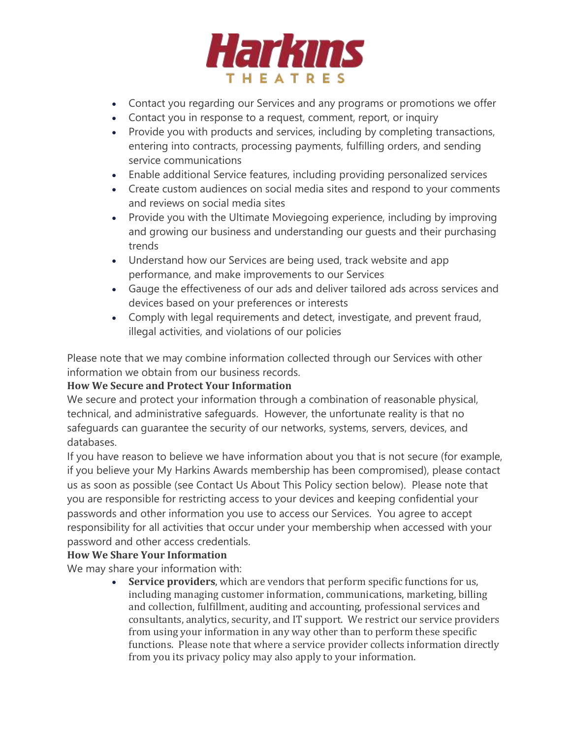- Contact you regarding our Services and any programs or promotions we offer
- Contact you in response to a request, comment, report, or inquiry
- Provide you with products and services, including by completing transactions, entering into contracts, processing payments, fulfilling orders, and sending service communications
- Enable additional Service features, including providing personalized services
- Create custom audiences on social media sites and respond to your comments and reviews on social media sites
- Provide you with the Ultimate Moviegoing experience, including by improving and growing our business and understanding our guests and their purchasing trends
- Understand how our Services are being used, track website and app performance, and make improvements to our Services
- Gauge the effectiveness of our ads and deliver tailored ads across services and devices based on your preferences or interests
- Comply with legal requirements and detect, investigate, and prevent fraud, illegal activities, and violations of our policies

Please note that we may combine information collected through our Services with other information we obtain from our business records.

**How We Secure and Protect Your Information**

We secure and protect your information through a combination of reasonable physical, technical, and administrative safeguards. However, the unfortunate reality is that no safeguards can guarantee the security of our networks, systems, servers, devices, and databases.

If you have reason to believe we have information about you that is not secure (for example, if you believe your My Harkins Awards membership has been compromised), please contact us as soon as possible (see Contact Us About This Policy section below). Please note that you are responsible for restricting access to your devices and keeping confidential your passwords and other information you use to access our Services. You agree to accept responsibility for all activities that occur under your membership when accessed with your password and other access credentials.

**How We Share Your Information**

We may share your information with:

- **Service providers**, which are vendors that perform specific functions for us, including managing customer information, communications, marketing, billing and collection, fulfillment, auditing and accounting, professional services and consultants, analytics, security, and IT support. We restrict our service providers from using your information in any way other than to perform these specific functions. Please note that where a service provider collects information directly from you its privacy policy may also apply to your information.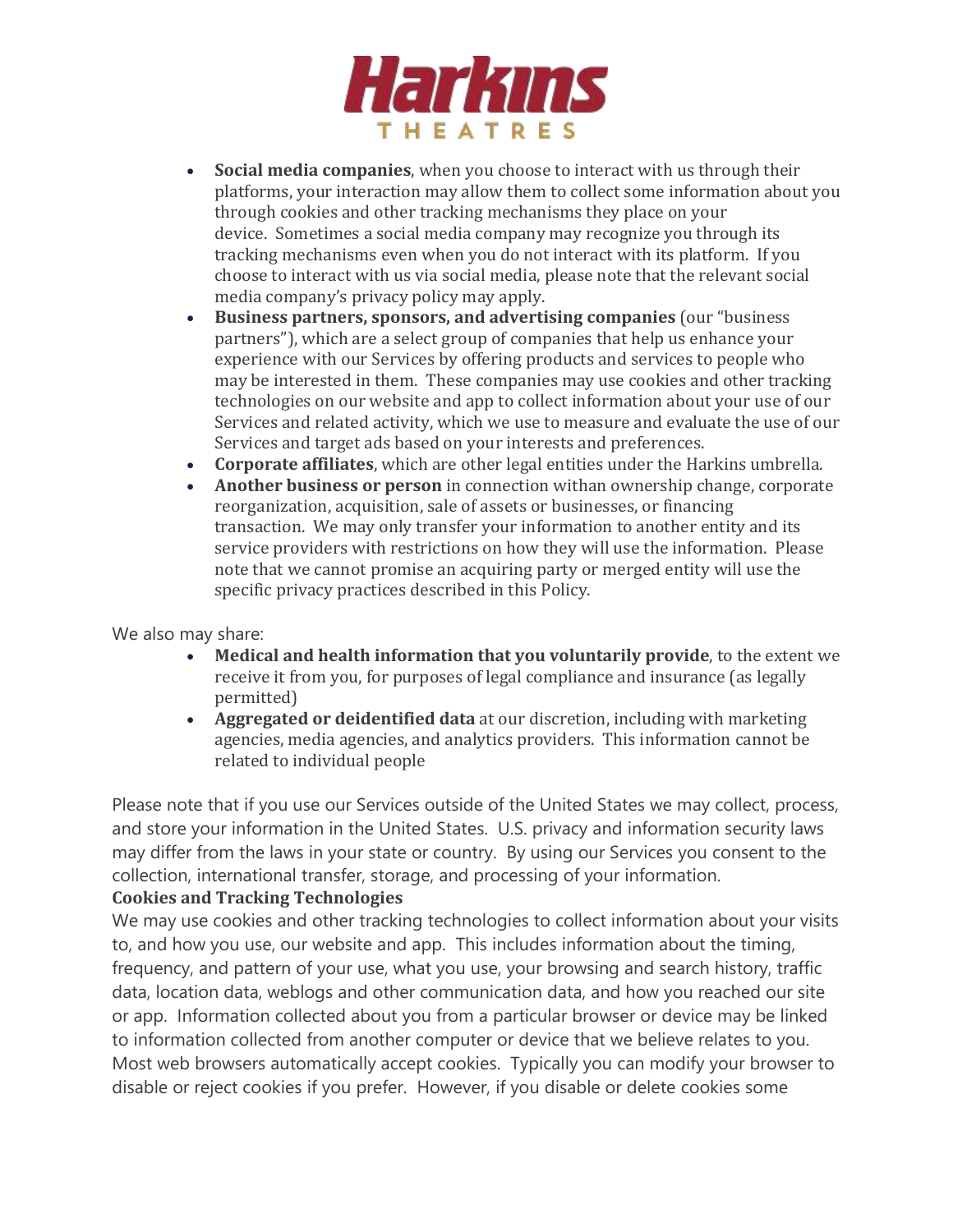- **Social media companies**, when you choose to interact with us through their platforms, your interaction may allow them to collect some information about you through cookies and other tracking mechanisms they place on your device. Sometimes a social media company may recognize you through its tracking mechanisms even when you do not interact with its platform. If you choose to interact with us via social media, please note that the relevant social media company's privacy policy may apply.
- **Business partners, sponsors, and advertising companies** (our "business partners"), which are a select group of companies that help us enhance your experience with our Services by offering products and services to people who may be interested in them. These companies may use cookies and other tracking technologies on our website and app to collect information about your use of our Services and related activity, which we use to measure and evaluate the use of our Services and target ads based on your interests and preferences.
- **Corporate affiliates**, which are other legal entities under the Harkins umbrella.
- **Another business or person** in connection withan ownership change, corporate reorganization, acquisition, sale of assets or businesses, or financing transaction. We may only transfer your information to another entity and its service providers with restrictions on how they will use the information. Please note that we cannot promise an acquiring party or merged entity will use the specific privacy practices described in this Policy.

We also may share:

- **Medical and health information that you voluntarily provide**, to the extent we receive it from you, for purposes of legal compliance and insurance (as legally permitted)
- **Aggregated or deidentified data** at our discretion, including with marketing agencies, media agencies, and analytics providers. This information cannot be related to individual people

Please note that if you use our Services outside of the United States we may collect, process, and store your information in the United States. U.S. privacy and information security laws may differ from the laws in your state or country. By using our Services you consent to the collection, international transfer, storage, and processing of your information.

**Cookies and Tracking Technologies**

We may use cookies and other tracking technologies to collect information about your visits to, and how you use, our website and app. This includes information about the timing, frequency, and pattern of your use, what you use, your browsing and search history, traffic data, location data, weblogs and other communication data, and how you reached our site or app. Information collected about you from a particular browser or device may be linked to information collected from another computer or device that we believe relates to you. Most web browsers automatically accept cookies. Typically you can modify your browser to disable or reject cookies if you prefer. However, if you disable or delete cookies some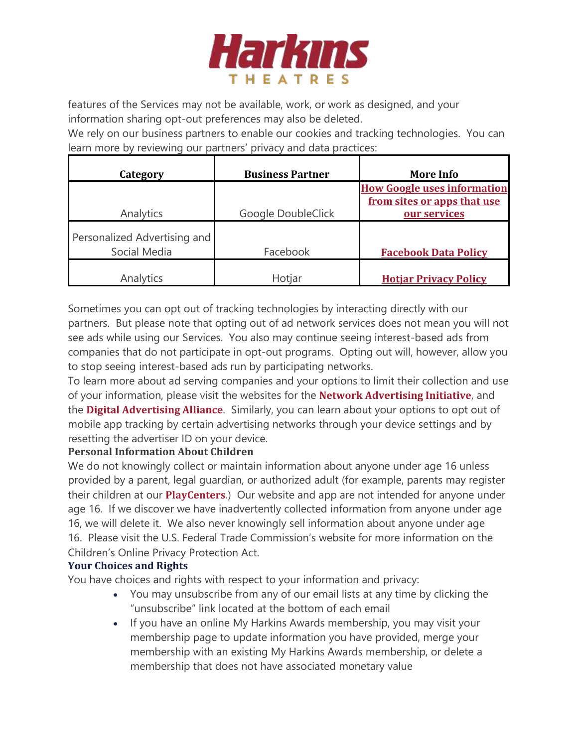features of the Services may not be available, work, or work as designed, and your information sharing opt-out preferences may also be deleted.

We rely on our business partners to enable our cookies and tracking technologies. You can learn more by reviewing our partners' privacy and data practices:

| Category | Business Partner | More Info |
|---|---|---|
| Analytics | Google DoubleClick | How Google uses information from sites or apps that use our services |
| Personalized Advertising and Social Media | Facebook | Facebook Data Policy |
| Analytics | Hotjar | Hotjar Privacy Policy |

Sometimes you can opt out of tracking technologies by interacting directly with our partners. But please note that opting out of ad network services does not mean you will not see ads while using our Services. You also may continue seeing interest-based ads from companies that do not participate in opt-out programs. Opting out will, however, allow you to stop seeing interest-based ads run by participating networks.

To learn more about ad serving companies and your options to limit their collection and use of your information, please visit the websites for the **Network Advertising Initiative**, and the **Digital Advertising Alliance**. Similarly, you can learn about your options to opt out of mobile app tracking by certain advertising networks through your device settings and by resetting the advertiser ID on your device.

**Personal Information About Children**

We do not knowingly collect or maintain information about anyone under age 16 unless provided by a parent, legal guardian, or authorized adult (for example, parents may register their children at our **PlayCenters**.) Our website and app are not intended for anyone under age 16. If we discover we have inadvertently collected information from anyone under age 16, we will delete it. We also never knowingly sell information about anyone under age 16. Please visit the U.S. Federal Trade Commission's website for more information on the Children's Online Privacy Protection Act.

**Your Choices and Rights**

You have choices and rights with respect to your information and privacy:

- You may unsubscribe from any of our email lists at any time by clicking the "unsubscribe" link located at the bottom of each email
- If you have an online My Harkins Awards membership, you may visit your membership page to update information you have provided, merge your membership with an existing My Harkins Awards membership, or delete a membership that does not have associated monetary value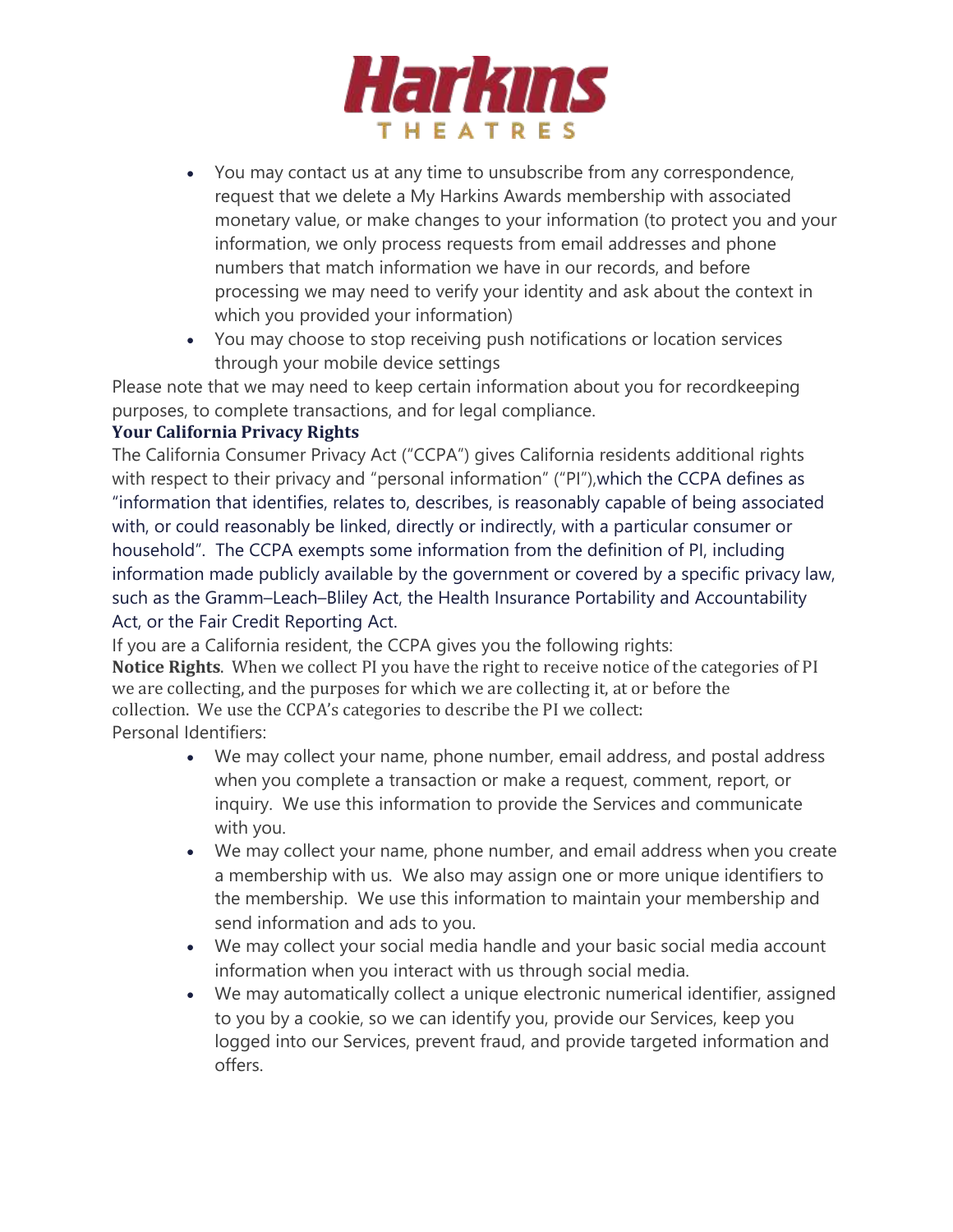- You may contact us at any time to unsubscribe from any correspondence, request that we delete a My Harkins Awards membership with associated monetary value, or make changes to your information (to protect you and your information, we only process requests from email addresses and phone numbers that match information we have in our records, and before processing we may need to verify your identity and ask about the context in which you provided your information)
- You may choose to stop receiving push notifications or location services through your mobile device settings

Please note that we may need to keep certain information about you for recordkeeping purposes, to complete transactions, and for legal compliance.

**Your California Privacy Rights**

The California Consumer Privacy Act ("CCPA") gives California residents additional rights with respect to their privacy and "personal information" ("PI"),which the CCPA defines as "information that identifies, relates to, describes, is reasonably capable of being associated with, or could reasonably be linked, directly or indirectly, with a particular consumer or household". The CCPA exempts some information from the definition of PI, including information made publicly available by the government or covered by a specific privacy law, such as the Gramm–Leach–Bliley Act, the Health Insurance Portability and Accountability Act, or the Fair Credit Reporting Act.

If you are a California resident, the CCPA gives you the following rights:

**Notice Rights**. When we collect PI you have the right to receive notice of the categories of PI we are collecting, and the purposes for which we are collecting it, at or before the collection. We use the CCPA's categories to describe the PI we collect:

Personal Identifiers:

- We may collect your name, phone number, email address, and postal address when you complete a transaction or make a request, comment, report, or inquiry. We use this information to provide the Services and communicate with you.
- We may collect your name, phone number, and email address when you create a membership with us. We also may assign one or more unique identifiers to the membership. We use this information to maintain your membership and send information and ads to you.
- We may collect your social media handle and your basic social media account information when you interact with us through social media.
- We may automatically collect a unique electronic numerical identifier, assigned to you by a cookie, so we can identify you, provide our Services, keep you logged into our Services, prevent fraud, and provide targeted information and offers.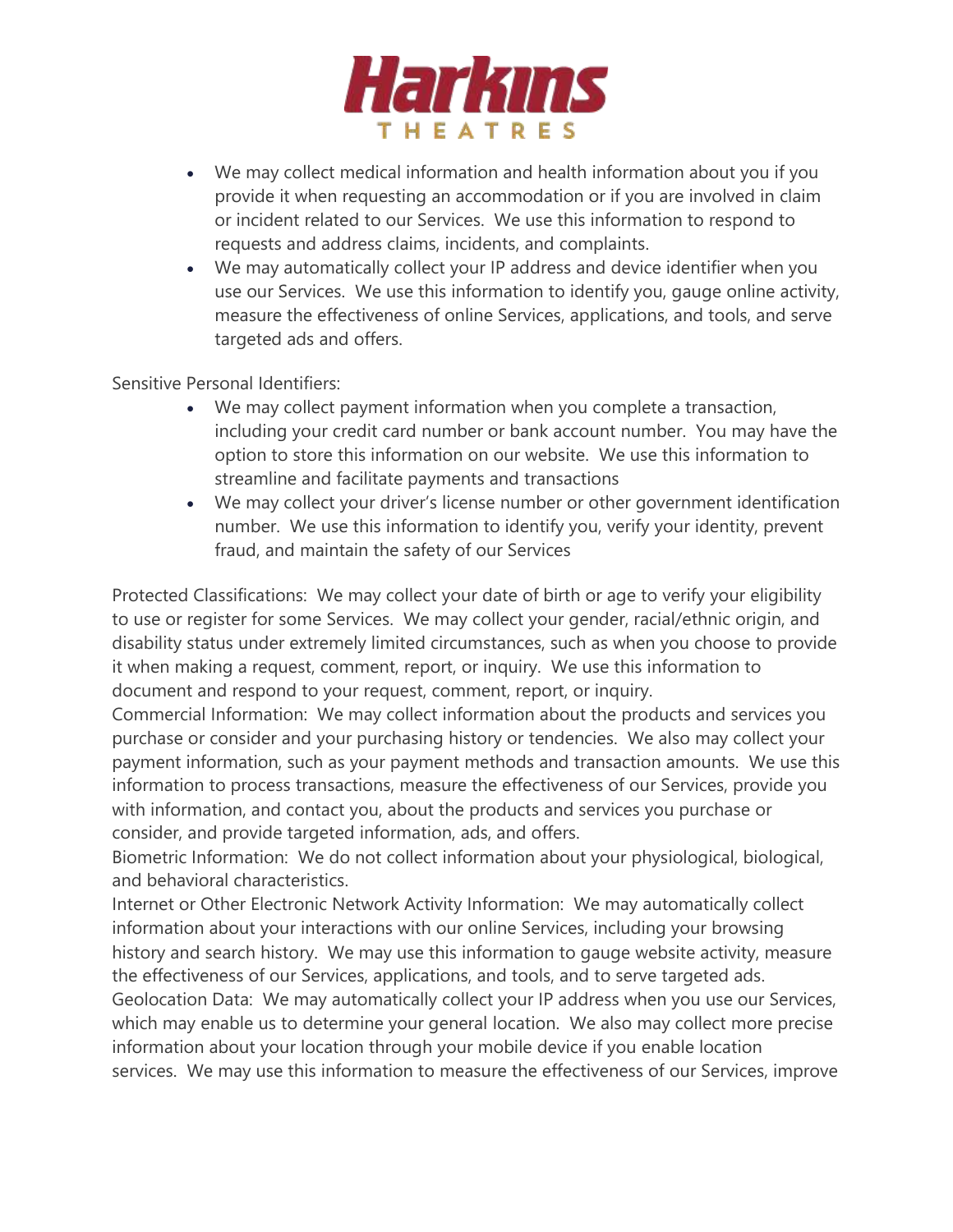- We may collect medical information and health information about you if you provide it when requesting an accommodation or if you are involved in claim or incident related to our Services. We use this information to respond to requests and address claims, incidents, and complaints.
- We may automatically collect your IP address and device identifier when you use our Services. We use this information to identify you, gauge online activity, measure the effectiveness of online Services, applications, and tools, and serve targeted ads and offers.

Sensitive Personal Identifiers:

- We may collect payment information when you complete a transaction, including your credit card number or bank account number. You may have the option to store this information on our website. We use this information to streamline and facilitate payments and transactions
- We may collect your driver's license number or other government identification number. We use this information to identify you, verify your identity, prevent fraud, and maintain the safety of our Services

Protected Classifications: We may collect your date of birth or age to verify your eligibility to use or register for some Services. We may collect your gender, racial/ethnic origin, and disability status under extremely limited circumstances, such as when you choose to provide it when making a request, comment, report, or inquiry. We use this information to document and respond to your request, comment, report, or inquiry.

Commercial Information: We may collect information about the products and services you purchase or consider and your purchasing history or tendencies. We also may collect your payment information, such as your payment methods and transaction amounts. We use this information to process transactions, measure the effectiveness of our Services, provide you with information, and contact you, about the products and services you purchase or consider, and provide targeted information, ads, and offers.

Biometric Information: We do not collect information about your physiological, biological, and behavioral characteristics.

Internet or Other Electronic Network Activity Information: We may automatically collect information about your interactions with our online Services, including your browsing history and search history. We may use this information to gauge website activity, measure the effectiveness of our Services, applications, and tools, and to serve targeted ads.

Geolocation Data: We may automatically collect your IP address when you use our Services, which may enable us to determine your general location. We also may collect more precise information about your location through your mobile device if you enable location services. We may use this information to measure the effectiveness of our Services, improve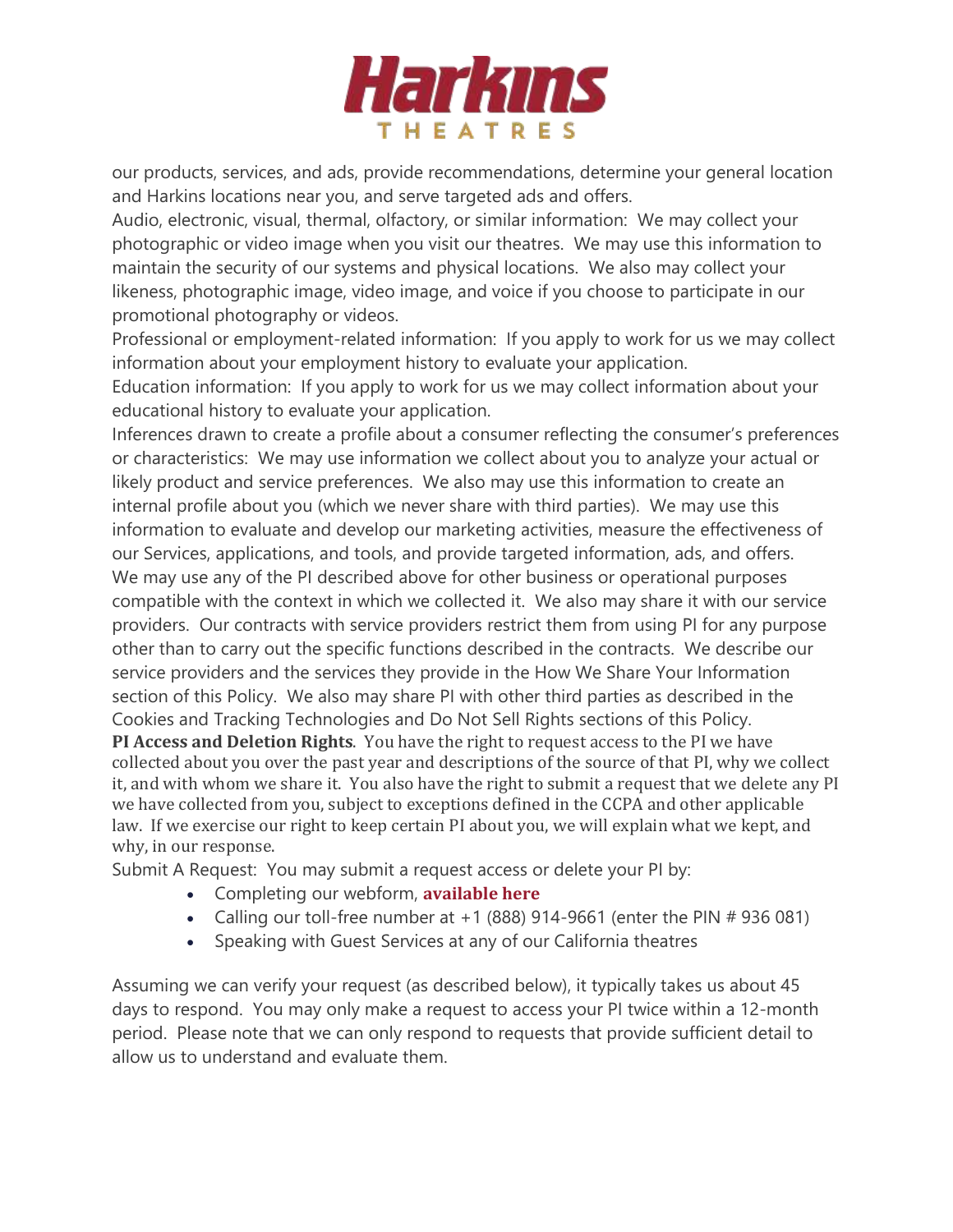our products, services, and ads, provide recommendations, determine your general location and Harkins locations near you, and serve targeted ads and offers.

Audio, electronic, visual, thermal, olfactory, or similar information: We may collect your photographic or video image when you visit our theatres. We may use this information to maintain the security of our systems and physical locations. We also may collect your likeness, photographic image, video image, and voice if you choose to participate in our promotional photography or videos.

Professional or employment-related information: If you apply to work for us we may collect information about your employment history to evaluate your application.

Education information: If you apply to work for us we may collect information about your educational history to evaluate your application.

Inferences drawn to create a profile about a consumer reflecting the consumer's preferences or characteristics: We may use information we collect about you to analyze your actual or likely product and service preferences. We also may use this information to create an internal profile about you (which we never share with third parties). We may use this information to evaluate and develop our marketing activities, measure the effectiveness of our Services, applications, and tools, and provide targeted information, ads, and offers.

We may use any of the PI described above for other business or operational purposes compatible with the context in which we collected it. We also may share it with our service providers. Our contracts with service providers restrict them from using PI for any purpose other than to carry out the specific functions described in the contracts. We describe our service providers and the services they provide in the How We Share Your Information section of this Policy. We also may share PI with other third parties as described in the Cookies and Tracking Technologies and Do Not Sell Rights sections of this Policy.

**PI Access and Deletion Rights**. You have the right to request access to the PI we have collected about you over the past year and descriptions of the source of that PI, why we collect it, and with whom we share it. You also have the right to submit a request that we delete any PI we have collected from you, subject to exceptions defined in the CCPA and other applicable law. If we exercise our right to keep certain PI about you, we will explain what we kept, and why, in our response.

Submit A Request: You may submit a request access or delete your PI by:

- Completing our webform, **available here**
- Calling our toll-free number at +1 (888) 914-9661 (enter the PIN # 936 081)
- Speaking with Guest Services at any of our California theatres

Assuming we can verify your request (as described below), it typically takes us about 45 days to respond. You may only make a request to access your PI twice within a 12-month period. Please note that we can only respond to requests that provide sufficient detail to allow us to understand and evaluate them.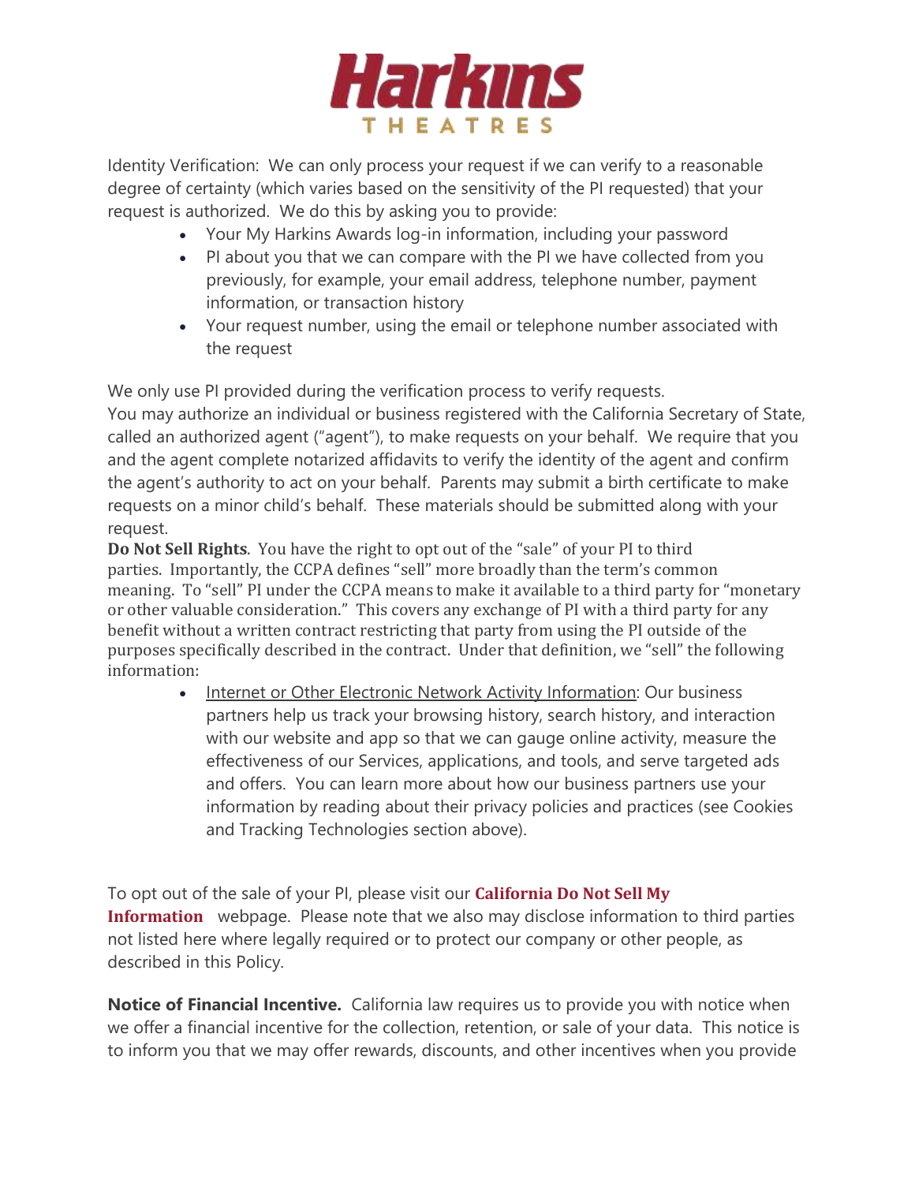Identity Verification:  We can only process your request if we can verify to a reasonable degree of certainty (which varies based on the sensitivity of the PI requested) that your request is authorized.  We do this by asking you to provide:

- Your My Harkins Awards log-in information, including your password
- PI about you that we can compare with the PI we have collected from you previously, for example, your email address, telephone number, payment information, or transaction history
- Your request number, using the email or telephone number associated with the request

We only use PI provided during the verification process to verify requests.
You may authorize an individual or business registered with the California Secretary of State, called an authorized agent ("agent"), to make requests on your behalf.  We require that you and the agent complete notarized affidavits to verify the identity of the agent and confirm the agent's authority to act on your behalf.  Parents may submit a birth certificate to make requests on a minor child's behalf.  These materials should be submitted along with your request.

**Do Not Sell Rights**.  You have the right to opt out of the "sale" of your PI to third parties.  Importantly, the CCPA defines "sell" more broadly than the term's common meaning.  To "sell" PI under the CCPA means to make it available to a third party for "monetary or other valuable consideration."  This covers any exchange of PI with a third party for any benefit without a written contract restricting that party from using the PI outside of the purposes specifically described in the contract.  Under that definition, we "sell" the following information:

- Internet or Other Electronic Network Activity Information: Our business partners help us track your browsing history, search history, and interaction with our website and app so that we can gauge online activity, measure the effectiveness of our Services, applications, and tools, and serve targeted ads and offers.  You can learn more about how our business partners use your information by reading about their privacy policies and practices (see Cookies and Tracking Technologies section above).

To opt out of the sale of your PI, please visit our **California Do Not Sell My Information** webpage.  Please note that we also may disclose information to third parties not listed here where legally required or to protect our company or other people, as described in this Policy.

**Notice of Financial Incentive.**  California law requires us to provide you with notice when we offer a financial incentive for the collection, retention, or sale of your data.  This notice is to inform you that we may offer rewards, discounts, and other incentives when you provide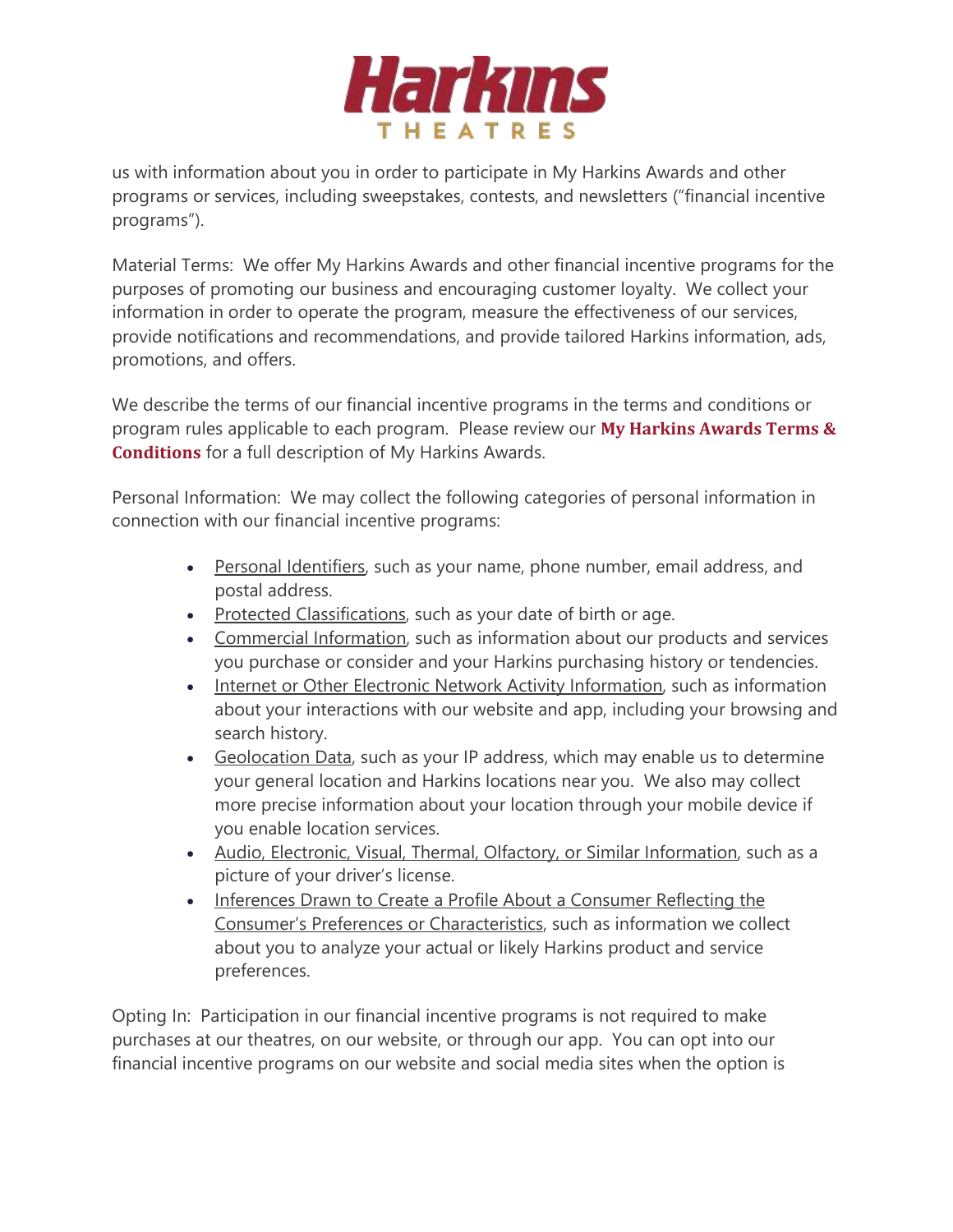us with information about you in order to participate in My Harkins Awards and other programs or services, including sweepstakes, contests, and newsletters ("financial incentive programs").

Material Terms: We offer My Harkins Awards and other financial incentive programs for the purposes of promoting our business and encouraging customer loyalty. We collect your information in order to operate the program, measure the effectiveness of our services, provide notifications and recommendations, and provide tailored Harkins information, ads, promotions, and offers.

We describe the terms of our financial incentive programs in the terms and conditions or program rules applicable to each program. Please review our **My Harkins Awards Terms & Conditions** for a full description of My Harkins Awards.

Personal Information: We may collect the following categories of personal information in connection with our financial incentive programs:

- Personal Identifiers, such as your name, phone number, email address, and postal address.
- Protected Classifications, such as your date of birth or age.
- Commercial Information, such as information about our products and services you purchase or consider and your Harkins purchasing history or tendencies.
- Internet or Other Electronic Network Activity Information, such as information about your interactions with our website and app, including your browsing and search history.
- Geolocation Data, such as your IP address, which may enable us to determine your general location and Harkins locations near you. We also may collect more precise information about your location through your mobile device if you enable location services.
- Audio, Electronic, Visual, Thermal, Olfactory, or Similar Information, such as a picture of your driver's license.
- Inferences Drawn to Create a Profile About a Consumer Reflecting the Consumer's Preferences or Characteristics, such as information we collect about you to analyze your actual or likely Harkins product and service preferences.

Opting In: Participation in our financial incentive programs is not required to make purchases at our theatres, on our website, or through our app. You can opt into our financial incentive programs on our website and social media sites when the option is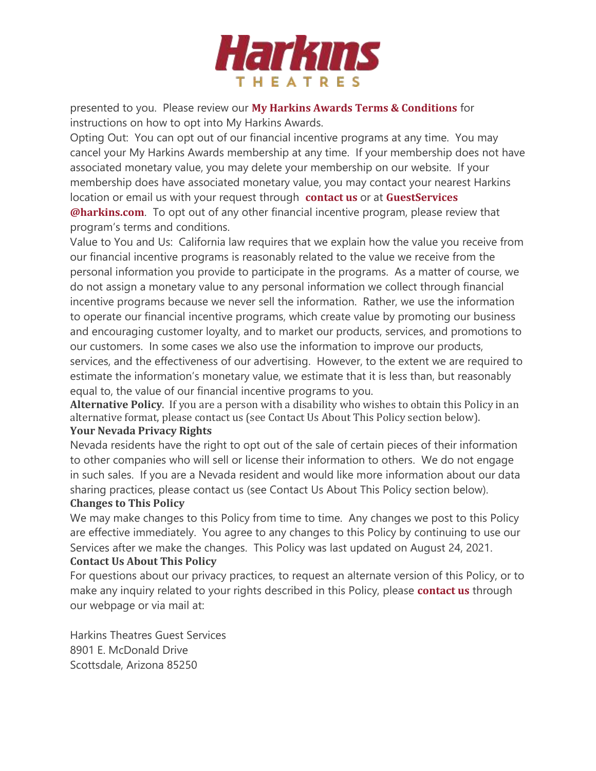presented to you. Please review our **My Harkins Awards Terms & Conditions** for instructions on how to opt into My Harkins Awards.

Opting Out: You can opt out of our financial incentive programs at any time. You may cancel your My Harkins Awards membership at any time. If your membership does not have associated monetary value, you may delete your membership on our website. If your membership does have associated monetary value, you may contact your nearest Harkins location or email us with your request through **contact us** or at **GuestServices @harkins.com**. To opt out of any other financial incentive program, please review that program's terms and conditions.

Value to You and Us: California law requires that we explain how the value you receive from our financial incentive programs is reasonably related to the value we receive from the personal information you provide to participate in the programs. As a matter of course, we do not assign a monetary value to any personal information we collect through financial incentive programs because we never sell the information. Rather, we use the information to operate our financial incentive programs, which create value by promoting our business and encouraging customer loyalty, and to market our products, services, and promotions to our customers. In some cases we also use the information to improve our products, services, and the effectiveness of our advertising. However, to the extent we are required to estimate the information's monetary value, we estimate that it is less than, but reasonably equal to, the value of our financial incentive programs to you.

**Alternative Policy**. If you are a person with a disability who wishes to obtain this Policy in an alternative format, please contact us (see Contact Us About This Policy section below).

**Your Nevada Privacy Rights**

Nevada residents have the right to opt out of the sale of certain pieces of their information to other companies who will sell or license their information to others. We do not engage in such sales. If you are a Nevada resident and would like more information about our data sharing practices, please contact us (see Contact Us About This Policy section below).

**Changes to This Policy**

We may make changes to this Policy from time to time. Any changes we post to this Policy are effective immediately. You agree to any changes to this Policy by continuing to use our Services after we make the changes. This Policy was last updated on August 24, 2021.

**Contact Us About This Policy**

For questions about our privacy practices, to request an alternate version of this Policy, or to make any inquiry related to your rights described in this Policy, please **contact us** through our webpage or via mail at:

Harkins Theatres Guest Services
8901 E. McDonald Drive
Scottsdale, Arizona 85250